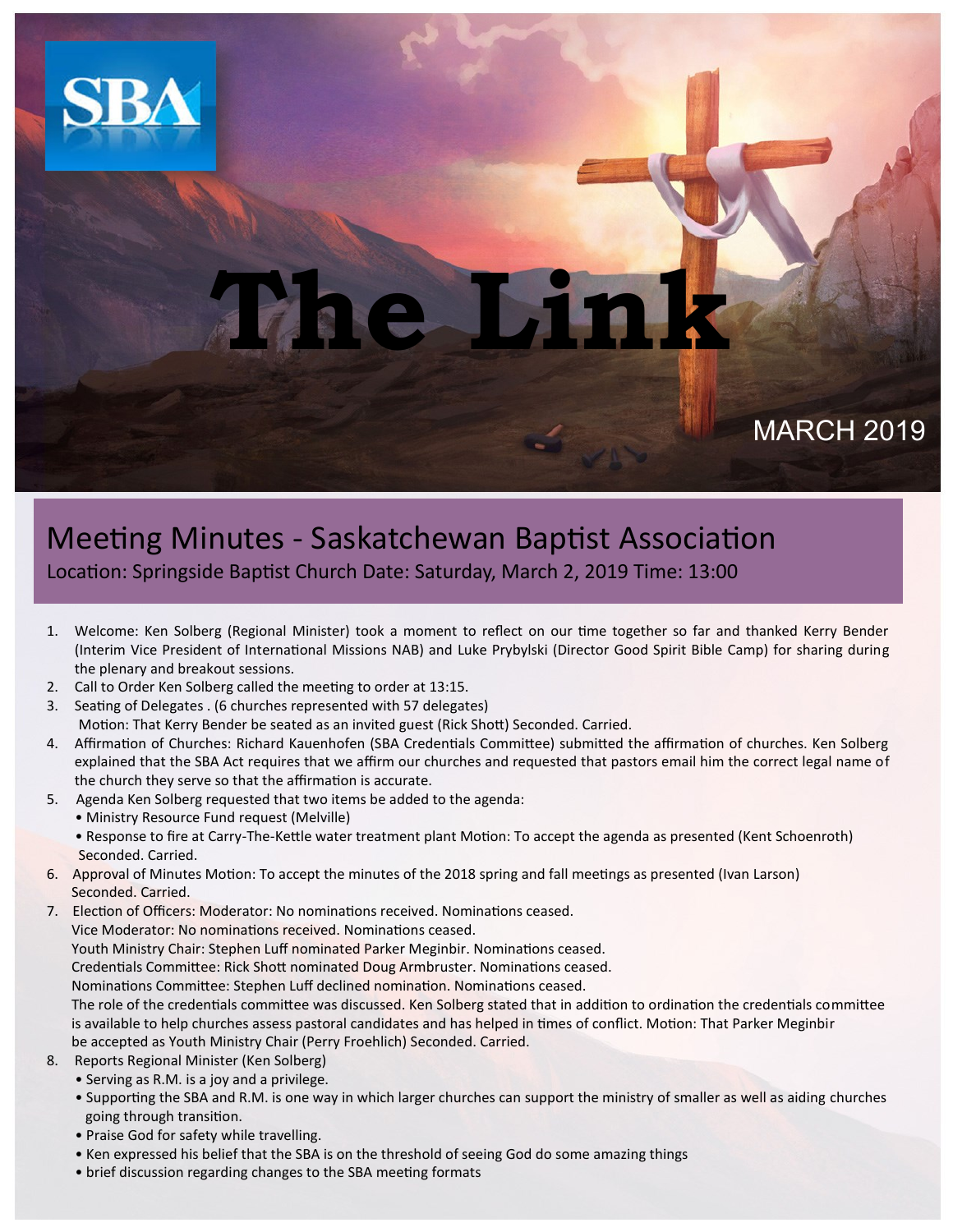SBA

# The Link

MARCH 2019

## Meeting Minutes - Saskatchewan Baptist Association

Location: Springside Baptist Church Date: Saturday, March 2, 2019 Time: 13:00

1. Welcome: Ken Solberg (Regional Minister) took a moment to reflect on our time together so far and thanked Kerry Bender (Interim Vice President of International Missions NAB) and Luke Prybylski (Director Good Spirit Bible Camp) for sharing during the plenary and breakout sessions.
2. Call to Order Ken Solberg called the meeting to order at 13:15.
3. Seating of Delegates . (6 churches represented with 57 delegates)
   Motion: That Kerry Bender be seated as an invited guest (Rick Shott) Seconded. Carried.
4. Affirmation of Churches: Richard Kauenhofen (SBA Credentials Committee) submitted the affirmation of churches. Ken Solberg explained that the SBA Act requires that we affirm our churches and requested that pastors email him the correct legal name of the church they serve so that the affirmation is accurate.
5. Agenda Ken Solberg requested that two items be added to the agenda:
   - Ministry Resource Fund request (Melville)
   - Response to fire at Carry-The-Kettle water treatment plant Motion: To accept the agenda as presented (Kent Schoenroth) Seconded. Carried.
6. Approval of Minutes Motion: To accept the minutes of the 2018 spring and fall meetings as presented (Ivan Larson) Seconded. Carried.
7. Election of Officers: Moderator: No nominations received. Nominations ceased.
   Vice Moderator: No nominations received. Nominations ceased.
   Youth Ministry Chair: Stephen Luff nominated Parker Meginbir. Nominations ceased.
   Credentials Committee: Rick Shott nominated Doug Armbruster. Nominations ceased.
   Nominations Committee: Stephen Luff declined nomination. Nominations ceased.
   The role of the credentials committee was discussed. Ken Solberg stated that in addition to ordination the credentials committee is available to help churches assess pastoral candidates and has helped in times of conflict. Motion: That Parker Meginbir be accepted as Youth Ministry Chair (Perry Froehlich) Seconded. Carried.
8. Reports Regional Minister (Ken Solberg)
   - Serving as R.M. is a joy and a privilege.
   - Supporting the SBA and R.M. is one way in which larger churches can support the ministry of smaller as well as aiding churches going through transition.
   - Praise God for safety while travelling.
   - Ken expressed his belief that the SBA is on the threshold of seeing God do some amazing things
   - brief discussion regarding changes to the SBA meeting formats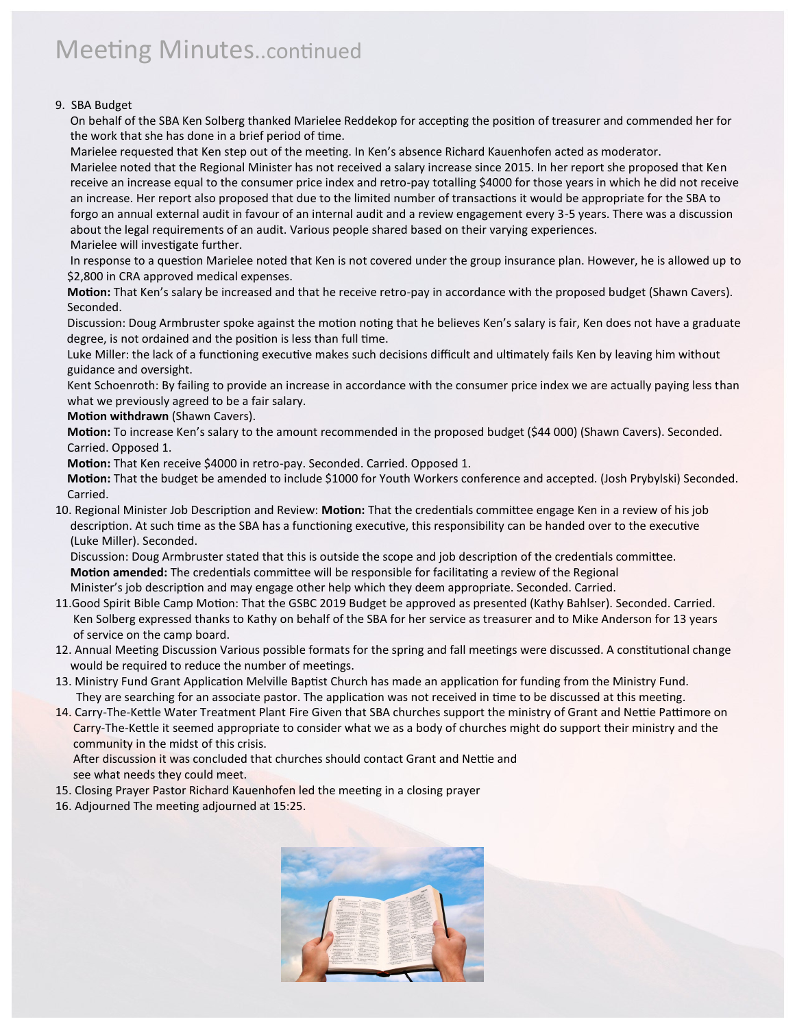# Meeting Minutes..continued

9. SBA Budget

   On behalf of the SBA Ken Solberg thanked Marielee Reddekop for accepting the position of treasurer and commended her for the work that she has done in a brief period of time.

   Marielee requested that Ken step out of the meeting. In Ken's absence Richard Kauenhofen acted as moderator.

   Marielee noted that the Regional Minister has not received a salary increase since 2015. In her report she proposed that Ken receive an increase equal to the consumer price index and retro-pay totalling $4000 for those years in which he did not receive an increase. Her report also proposed that due to the limited number of transactions it would be appropriate for the SBA to forgo an annual external audit in favour of an internal audit and a review engagement every 3-5 years. There was a discussion about the legal requirements of an audit. Various people shared based on their varying experiences.

   Marielee will investigate further.

   In response to a question Marielee noted that Ken is not covered under the group insurance plan. However, he is allowed up to $2,800 in CRA approved medical expenses.

   **Motion:** That Ken's salary be increased and that he receive retro-pay in accordance with the proposed budget (Shawn Cavers). Seconded.

   Discussion: Doug Armbruster spoke against the motion noting that he believes Ken's salary is fair, Ken does not have a graduate degree, is not ordained and the position is less than full time.

   Luke Miller: the lack of a functioning executive makes such decisions difficult and ultimately fails Ken by leaving him without guidance and oversight.

   Kent Schoenroth: By failing to provide an increase in accordance with the consumer price index we are actually paying less than what we previously agreed to be a fair salary.

   **Motion withdrawn** (Shawn Cavers).

   **Motion:** To increase Ken's salary to the amount recommended in the proposed budget ($44 000) (Shawn Cavers). Seconded. Carried. Opposed 1.

   **Motion:** That Ken receive $4000 in retro-pay. Seconded. Carried. Opposed 1.

   **Motion:** That the budget be amended to include $1000 for Youth Workers conference and accepted. (Josh Prybylski) Seconded. Carried.

10. Regional Minister Job Description and Review: **Motion:** That the credentials committee engage Ken in a review of his job description. At such time as the SBA has a functioning executive, this responsibility can be handed over to the executive (Luke Miller). Seconded.

    Discussion: Doug Armbruster stated that this is outside the scope and job description of the credentials committee.

    **Motion amended:** The credentials committee will be responsible for facilitating a review of the Regional Minister's job description and may engage other help which they deem appropriate. Seconded. Carried.

11. Good Spirit Bible Camp Motion: That the GSBC 2019 Budget be approved as presented (Kathy Bahlser). Seconded. Carried.

    Ken Solberg expressed thanks to Kathy on behalf of the SBA for her service as treasurer and to Mike Anderson for 13 years of service on the camp board.

12. Annual Meeting Discussion Various possible formats for the spring and fall meetings were discussed. A constitutional change would be required to reduce the number of meetings.

13. Ministry Fund Grant Application Melville Baptist Church has made an application for funding from the Ministry Fund. They are searching for an associate pastor. The application was not received in time to be discussed at this meeting.

14. Carry-The-Kettle Water Treatment Plant Fire Given that SBA churches support the ministry of Grant and Nettie Pattimore on Carry-The-Kettle it seemed appropriate to consider what we as a body of churches might do support their ministry and the community in the midst of this crisis.

    After discussion it was concluded that churches should contact Grant and Nettie and see what needs they could meet.

15. Closing Prayer Pastor Richard Kauenhofen led the meeting in a closing prayer

16. Adjourned The meeting adjourned at 15:25.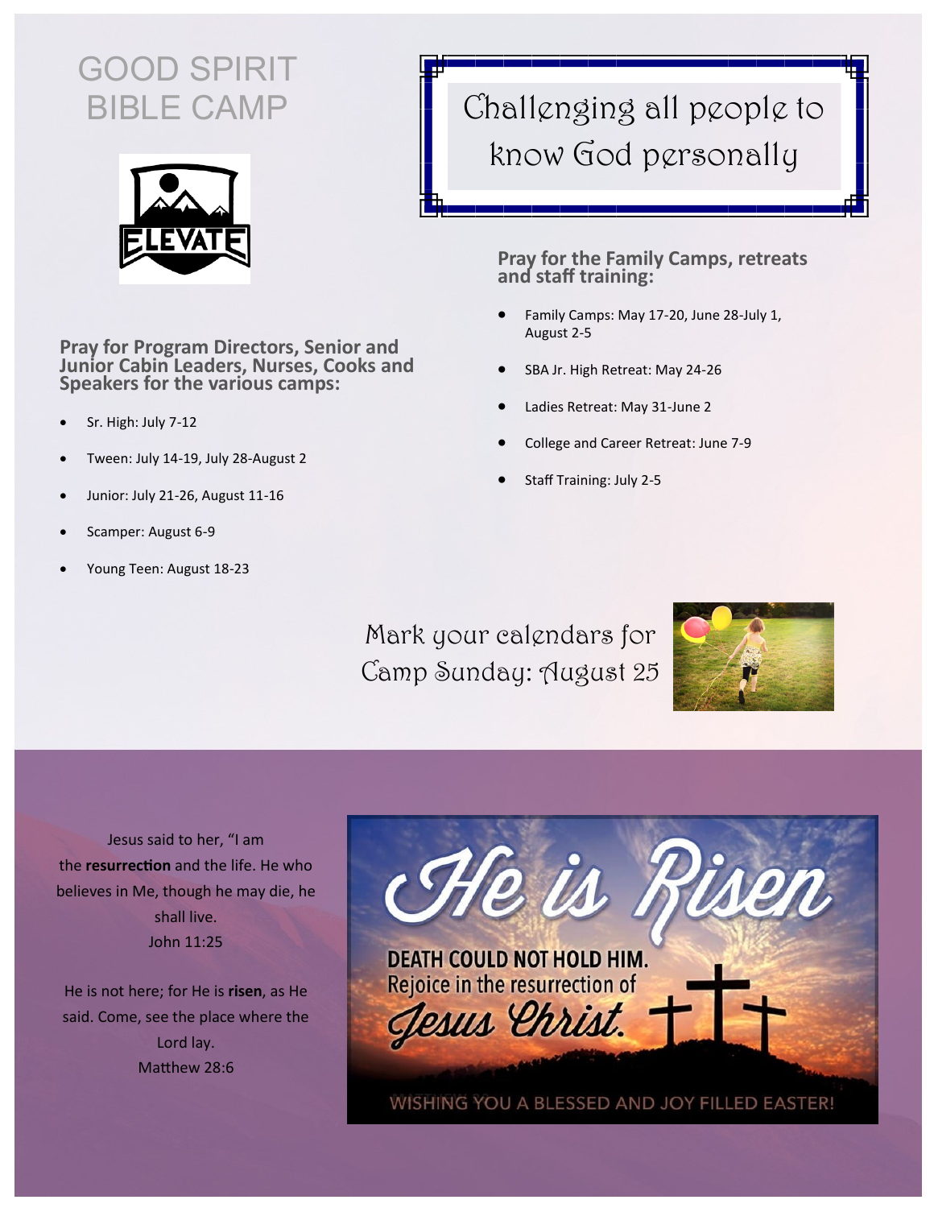# GOOD SPIRIT BIBLE CAMP

Challenging all people to know God personally

## Pray for Program Directors, Senior and Junior Cabin Leaders, Nurses, Cooks and Speakers for the various camps:

- Sr. High: July 7-12
- Tween: July 14-19, July 28-August 2
- Junior: July 21-26, August 11-16
- Scamper: August 6-9
- Young Teen: August 18-23

## Pray for the Family Camps, retreats and staff training:

- Family Camps: May 17-20, June 28-July 1, August 2-5
- SBA Jr. High Retreat: May 24-26
- Ladies Retreat: May 31-June 2
- College and Career Retreat: June 7-9
- Staff Training: July 2-5

Mark your calendars for Camp Sunday: August 25

Jesus said to her, "I am the **resurrection** and the life. He who believes in Me, though he may die, he shall live.
John 11:25

He is not here; for He is **risen**, as He said. Come, see the place where the Lord lay.
Matthew 28:6

He is Risen

DEATH COULD NOT HOLD HIM.
Rejoice in the resurrection of Jesus Christ.

WISHING YOU A BLESSED AND JOY FILLED EASTER!